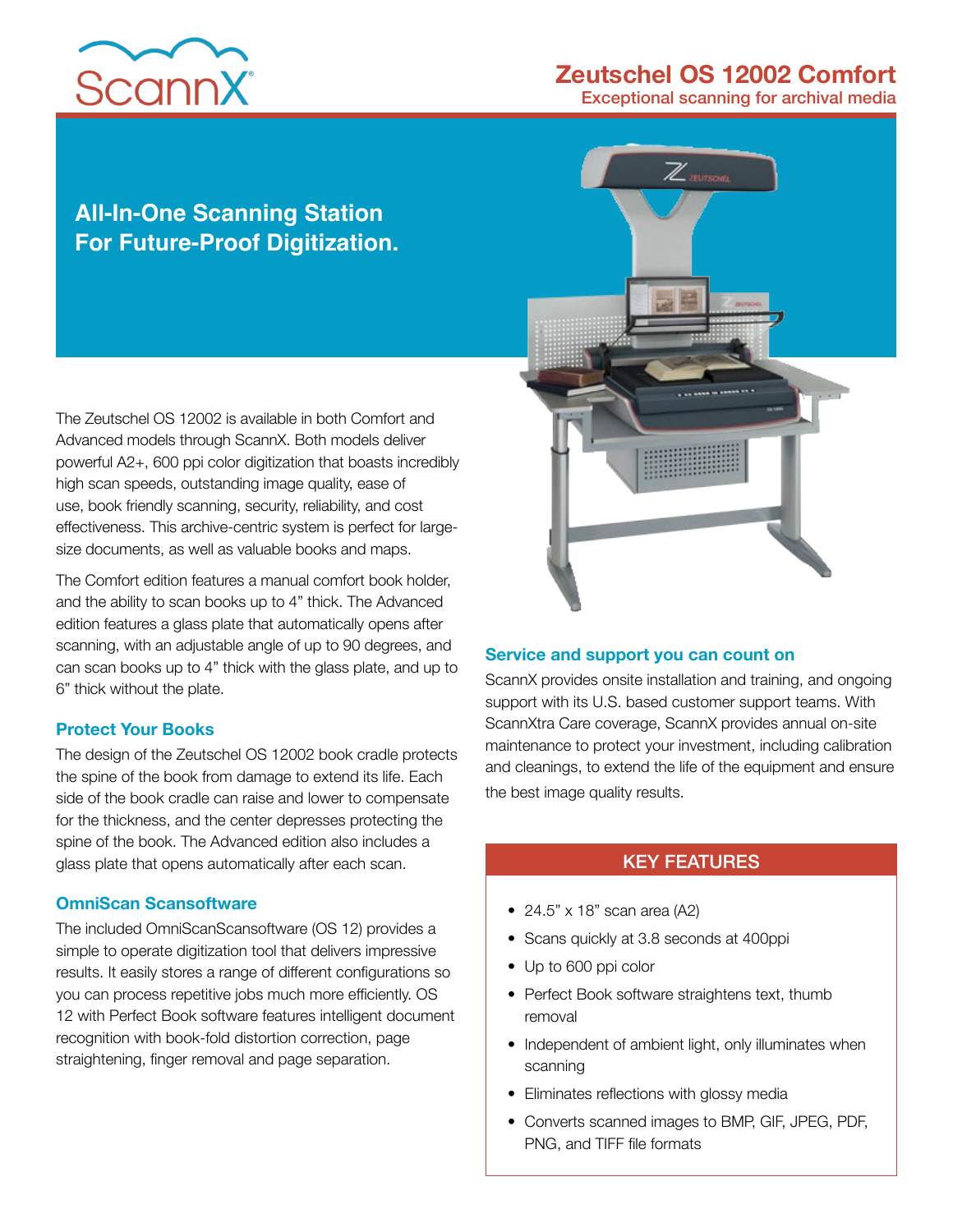ScannX

# Zeutschel OS 12002 Comfort

Exceptional scanning for archival media

## All-In-One Scanning Station For Future-Proof Digitization.

The Zeutschel OS 12002 is available in both Comfort and Advanced models through ScannX. Both models deliver powerful A2+, 600 ppi color digitization that boasts incredibly high scan speeds, outstanding image quality, ease of use, book friendly scanning, security, reliability, and cost effectiveness. This archive-centric system is perfect for large-size documents, as well as valuable books and maps.

The Comfort edition features a manual comfort book holder, and the ability to scan books up to 4" thick. The Advanced edition features a glass plate that automatically opens after scanning, with an adjustable angle of up to 90 degrees, and can scan books up to 4" thick with the glass plate, and up to 6" thick without the plate.

### Protect Your Books

The design of the Zeutschel OS 12002 book cradle protects the spine of the book from damage to extend its life. Each side of the book cradle can raise and lower to compensate for the thickness, and the center depresses protecting the spine of the book. The Advanced edition also includes a glass plate that opens automatically after each scan.

### OmniScan Scansoftware

The included OmniScanScansoftware (OS 12) provides a simple to operate digitization tool that delivers impressive results. It easily stores a range of different configurations so you can process repetitive jobs much more efficiently. OS 12 with Perfect Book software features intelligent document recognition with book-fold distortion correction, page straightening, finger removal and page separation.

### Service and support you can count on

ScannX provides onsite installation and training, and ongoing support with its U.S. based customer support teams. With ScannXtra Care coverage, ScannX provides annual on-site maintenance to protect your investment, including calibration and cleanings, to extend the life of the equipment and ensure the best image quality results.

### KEY FEATURES

- 24.5" x 18" scan area (A2)
- Scans quickly at 3.8 seconds at 400ppi
- Up to 600 ppi color
- Perfect Book software straightens text, thumb removal
- Independent of ambient light, only illuminates when scanning
- Eliminates reflections with glossy media
- Converts scanned images to BMP, GIF, JPEG, PDF, PNG, and TIFF file formats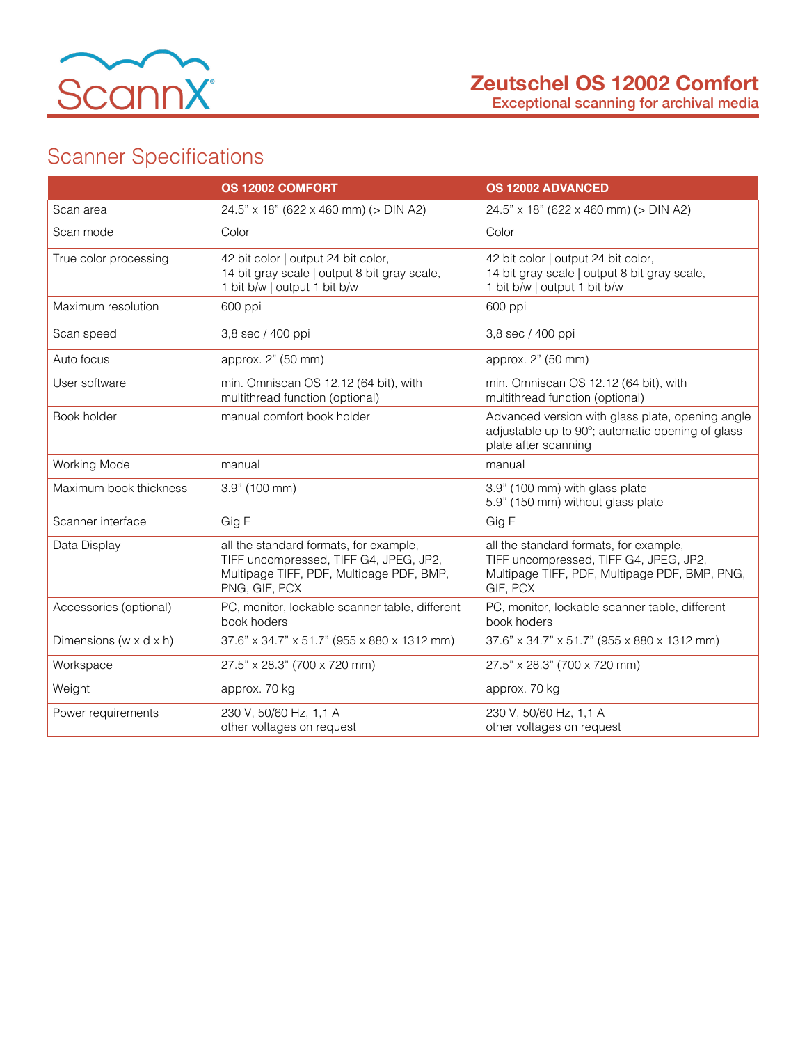# Zeutschel OS 12002 Comfort

Exceptional scanning for archival media

## Scanner Specifications

| | OS 12002 COMFORT | OS 12002 ADVANCED |
|---|---|---|
| Scan area | 24.5" x 18" (622 x 460 mm) (> DIN A2) | 24.5" x 18" (622 x 460 mm) (> DIN A2) |
| Scan mode | Color | Color |
| True color processing | 42 bit color \| output 24 bit color, 14 bit gray scale \| output 8 bit gray scale, 1 bit b/w \| output 1 bit b/w | 42 bit color \| output 24 bit color, 14 bit gray scale \| output 8 bit gray scale, 1 bit b/w \| output 1 bit b/w |
| Maximum resolution | 600 ppi | 600 ppi |
| Scan speed | 3,8 sec / 400 ppi | 3,8 sec / 400 ppi |
| Auto focus | approx. 2" (50 mm) | approx. 2" (50 mm) |
| User software | min. Omniscan OS 12.12 (64 bit), with multithread function (optional) | min. Omniscan OS 12.12 (64 bit), with multithread function (optional) |
| Book holder | manual comfort book holder | Advanced version with glass plate, opening angle adjustable up to 90°; automatic opening of glass plate after scanning |
| Working Mode | manual | manual |
| Maximum book thickness | 3.9" (100 mm) | 3.9" (100 mm) with glass plate<br>5.9" (150 mm) without glass plate |
| Scanner interface | Gig E | Gig E |
| Data Display | all the standard formats, for example, TIFF uncompressed, TIFF G4, JPEG, JP2, Multipage TIFF, PDF, Multipage PDF, BMP, PNG, GIF, PCX | all the standard formats, for example, TIFF uncompressed, TIFF G4, JPEG, JP2, Multipage TIFF, PDF, Multipage PDF, BMP, PNG, GIF, PCX |
| Accessories (optional) | PC, monitor, lockable scanner table, different book hoders | PC, monitor, lockable scanner table, different book hoders |
| Dimensions (w x d x h) | 37.6" x 34.7" x 51.7" (955 x 880 x 1312 mm) | 37.6" x 34.7" x 51.7" (955 x 880 x 1312 mm) |
| Workspace | 27.5" x 28.3" (700 x 720 mm) | 27.5" x 28.3" (700 x 720 mm) |
| Weight | approx. 70 kg | approx. 70 kg |
| Power requirements | 230 V, 50/60 Hz, 1,1 A<br>other voltages on request | 230 V, 50/60 Hz, 1,1 A<br>other voltages on request |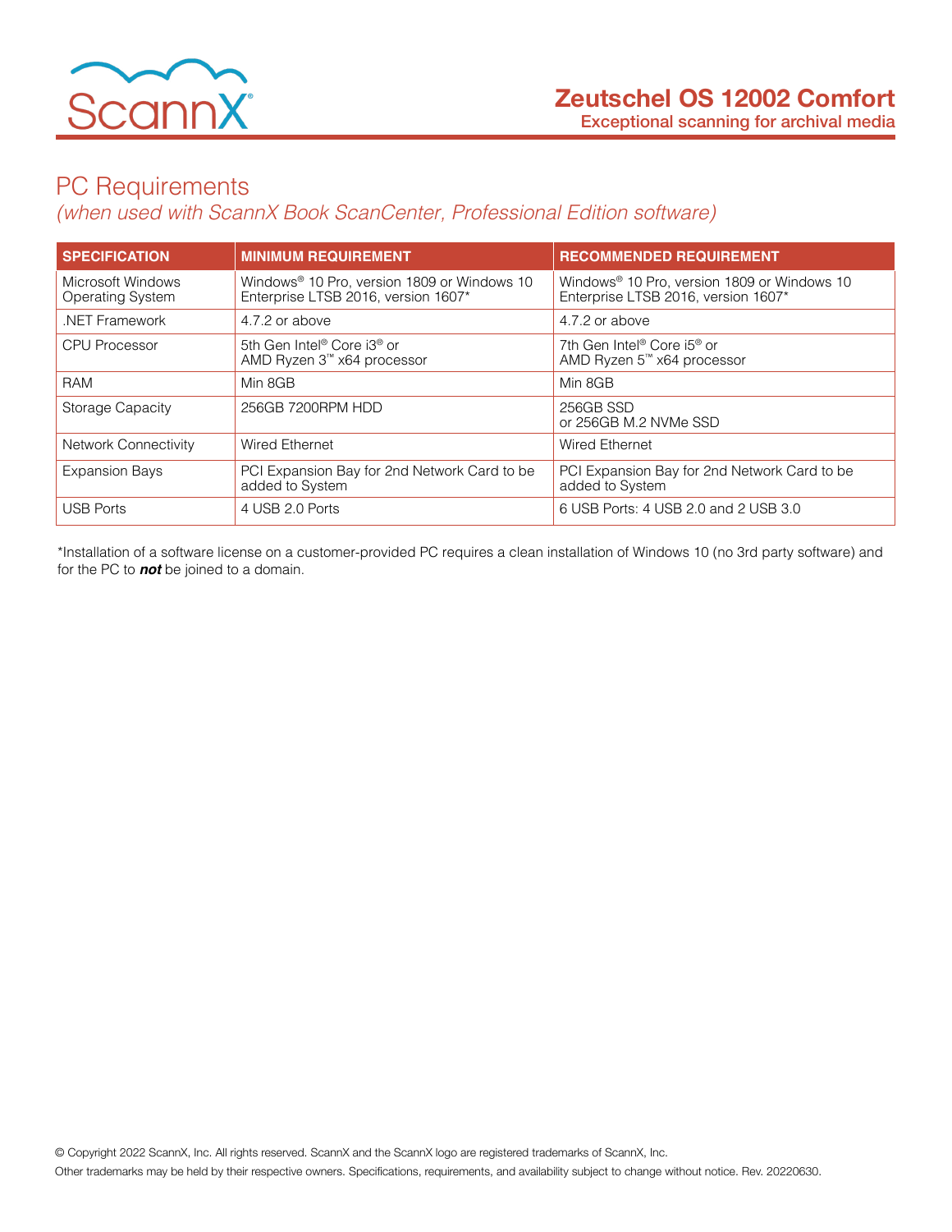# PC Requirements

*(when used with ScannX Book ScanCenter, Professional Edition software)*

| SPECIFICATION | MINIMUM REQUIREMENT | RECOMMENDED REQUIREMENT |
|---|---|---|
| Microsoft Windows Operating System | Windows® 10 Pro, version 1809 or Windows 10 Enterprise LTSB 2016, version 1607* | Windows® 10 Pro, version 1809 or Windows 10 Enterprise LTSB 2016, version 1607* |
| .NET Framework | 4.7.2 or above | 4.7.2 or above |
| CPU Processor | 5th Gen Intel® Core i3® or AMD Ryzen 3™ x64 processor | 7th Gen Intel® Core i5® or AMD Ryzen 5™ x64 processor |
| RAM | Min 8GB | Min 8GB |
| Storage Capacity | 256GB 7200RPM HDD | 256GB SSD or 256GB M.2 NVMe SSD |
| Network Connectivity | Wired Ethernet | Wired Ethernet |
| Expansion Bays | PCI Expansion Bay for 2nd Network Card to be added to System | PCI Expansion Bay for 2nd Network Card to be added to System |
| USB Ports | 4 USB 2.0 Ports | 6 USB Ports: 4 USB 2.0 and 2 USB 3.0 |

*Installation of a software license on a customer-provided PC requires a clean installation of Windows 10 (no 3rd party software) and for the PC to ***not*** be joined to a domain.

© Copyright 2022 ScannX, Inc. All rights reserved. ScannX and the ScannX logo are registered trademarks of ScannX, Inc.
Other trademarks may be held by their respective owners. Specifications, requirements, and availability subject to change without notice. Rev. 20220630.